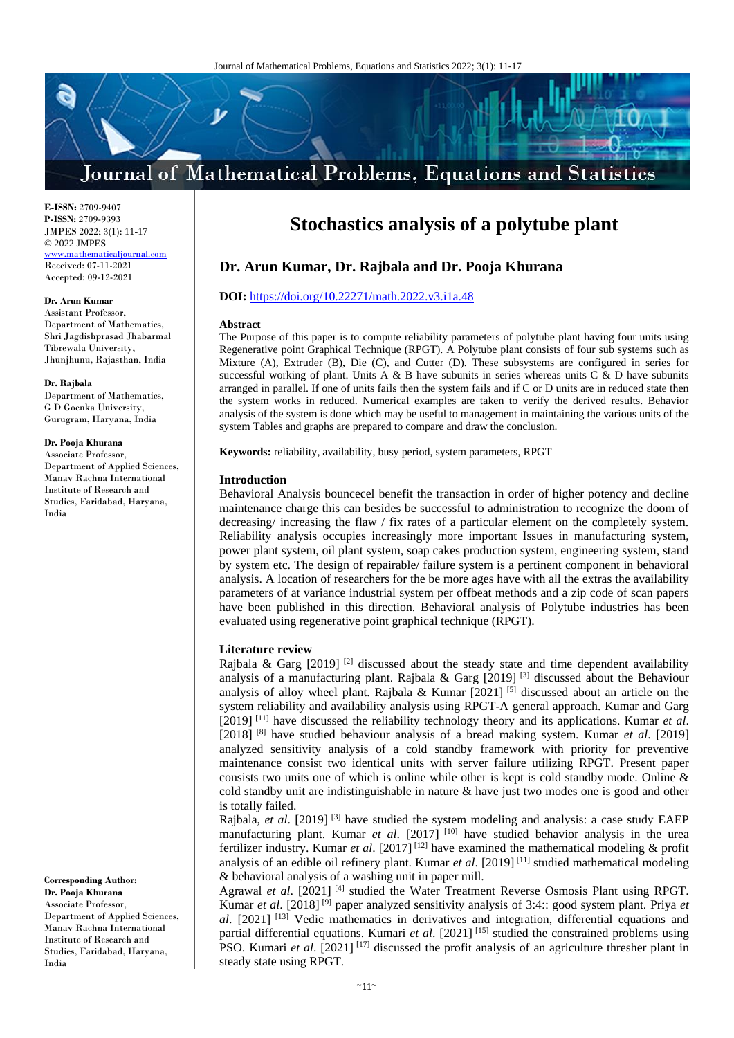**E-ISSN:** 2709-9407
**P-ISSN:** 2709-9393
JMPES 2022; 3(1): 11-17
© 2022 JMPES
www.mathematicaljournal.com
Received: 07-11-2021
Accepted: 09-12-2021

**Dr. Arun Kumar**
Assistant Professor, Department of Mathematics, Shri Jagdishprasad Jhabarmal Tibrewala University, Jhunjhunu, Rajasthan, India

**Dr. Rajbala**
Department of Mathematics, G D Goenka University, Gurugram, Haryana, India

**Dr. Pooja Khurana**
Associate Professor, Department of Applied Sciences, Manav Rachna International Institute of Research and Studies, Faridabad, Haryana, India

**Corresponding Author:**
**Dr. Pooja Khurana**
Associate Professor, Department of Applied Sciences, Manav Rachna International Institute of Research and Studies, Faridabad, Haryana, India

# Stochastics analysis of a polytube plant

## Dr. Arun Kumar, Dr. Rajbala and Dr. Pooja Khurana

**DOI:** https://doi.org/10.22271/math.2022.v3.i1a.48

### Abstract

The Purpose of this paper is to compute reliability parameters of polytube plant having four units using Regenerative point Graphical Technique (RPGT). A Polytube plant consists of four sub systems such as Mixture (A), Extruder (B), Die (C), and Cutter (D). These subsystems are configured in series for successful working of plant. Units A & B have subunits in series whereas units C & D have subunits arranged in parallel. If one of units fails then the system fails and if C or D units are in reduced state then the system works in reduced. Numerical examples are taken to verify the derived results. Behavior analysis of the system is done which may be useful to management in maintaining the various units of the system Tables and graphs are prepared to compare and draw the conclusion.

**Keywords:** reliability, availability, busy period, system parameters, RPGT

### Introduction

Behavioral Analysis bouncecel benefit the transaction in order of higher potency and decline maintenance charge this can besides be successful to administration to recognize the doom of decreasing/ increasing the flaw / fix rates of a particular element on the completely system. Reliability analysis occupies increasingly more important Issues in manufacturing system, power plant system, oil plant system, soap cakes production system, engineering system, stand by system etc. The design of repairable/ failure system is a pertinent component in behavioral analysis. A location of researchers for the be more ages have with all the extras the availability parameters of at variance industrial system per offbeat methods and a zip code of scan papers have been published in this direction. Behavioral analysis of Polytube industries has been evaluated using regenerative point graphical technique (RPGT).

### Literature review

Rajbala & Garg [2019] [2] discussed about the steady state and time dependent availability analysis of a manufacturing plant. Rajbala & Garg [2019] [3] discussed about the Behaviour analysis of alloy wheel plant. Rajbala & Kumar [2021] [5] discussed about an article on the system reliability and availability analysis using RPGT-A general approach. Kumar and Garg [2019] [11] have discussed the reliability technology theory and its applications. Kumar *et al*. [2018] [8] have studied behaviour analysis of a bread making system. Kumar *et al*. [2019] analyzed sensitivity analysis of a cold standby framework with priority for preventive maintenance consist two identical units with server failure utilizing RPGT. Present paper consists two units one of which is online while other is kept is cold standby mode. Online & cold standby unit are indistinguishable in nature & have just two modes one is good and other is totally failed.

Rajbala, *et al*. [2019] [3] have studied the system modeling and analysis: a case study EAEP manufacturing plant. Kumar *et al*. [2017] [10] have studied behavior analysis in the urea fertilizer industry. Kumar *et al*. [2017] [12] have examined the mathematical modeling & profit analysis of an edible oil refinery plant. Kumar *et al*. [2019] [11] studied mathematical modeling & behavioral analysis of a washing unit in paper mill.

Agrawal *et al*. [2021] [4] studied the Water Treatment Reverse Osmosis Plant using RPGT. Kumar *et al*. [2018] [9] paper analyzed sensitivity analysis of 3:4:: good system plant. Priya *et al*. [2021] [13] Vedic mathematics in derivatives and integration, differential equations and partial differential equations. Kumari *et al*. [2021] [15] studied the constrained problems using PSO. Kumari *et al*. [2021] [17] discussed the profit analysis of an agriculture thresher plant in steady state using RPGT.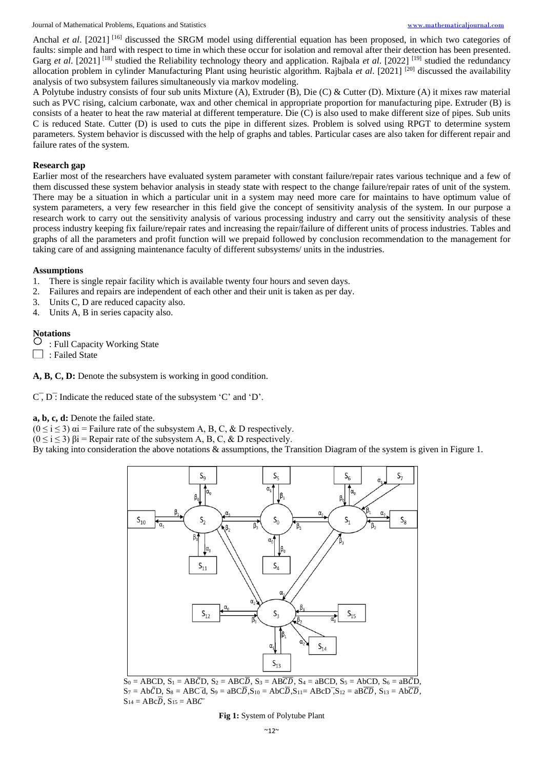Anchal *et al*. [2021] [16] discussed the SRGM model using differential equation has been proposed, in which two categories of faults: simple and hard with respect to time in which these occur for isolation and removal after their detection has been presented. Garg *et al*. [2021] [18] studied the Reliability technology theory and application. Rajbala *et al*. [2022] [19] studied the redundancy allocation problem in cylinder Manufacturing Plant using heuristic algorithm. Rajbala *et al*. [2021] [20] discussed the availability analysis of two subsystem failures simultaneously via markov modeling.

A Polytube industry consists of four sub units Mixture (A), Extruder (B), Die (C) & Cutter (D). Mixture (A) it mixes raw material such as PVC rising, calcium carbonate, wax and other chemical in appropriate proportion for manufacturing pipe. Extruder (B) is consists of a heater to heat the raw material at different temperature. Die (C) is also used to make different size of pipes. Sub units C is reduced State. Cutter (D) is used to cuts the pipe in different sizes. Problem is solved using RPGT to determine system parameters. System behavior is discussed with the help of graphs and tables. Particular cases are also taken for different repair and failure rates of the system.

### Research gap

Earlier most of the researchers have evaluated system parameter with constant failure/repair rates various technique and a few of them discussed these system behavior analysis in steady state with respect to the change failure/repair rates of unit of the system. There may be a situation in which a particular unit in a system may need more care for maintains to have optimum value of system parameters, a very few researcher in this field give the concept of sensitivity analysis of the system. In our purpose a research work to carry out the sensitivity analysis of various processing industry and carry out the sensitivity analysis of these process industry keeping fix failure/repair rates and increasing the repair/failure of different units of process industries. Tables and graphs of all the parameters and profit function will we prepaid followed by conclusion recommendation to the management for taking care of and assigning maintenance faculty of different subsystems/ units in the industries.

### Assumptions

1. There is single repair facility which is available twenty four hours and seven days.
2. Failures and repairs are independent of each other and their unit is taken as per day.
3. Units C, D are reduced capacity also.
4. Units A, B in series capacity also.

### Notations

○ : Full Capacity Working State

□ : Failed State

**A, B, C, D:** Denote the subsystem is working in good condition.

$\bar{C}$, $\bar{D}$: Indicate the reduced state of the subsystem 'C' and 'D'.

**a, b, c, d:** Denote the failed state.

$(0 \leq i \leq 3)$ $\alpha_i$ = Failure rate of the subsystem A, B, C, & D respectively.

$(0 \leq i \leq 3)$ $\beta_i$ = Repair rate of the subsystem A, B, C, & D respectively.

By taking into consideration the above notations & assumptions, the Transition Diagram of the system is given in Figure 1.

$S_0$ = ABCD, $S_1$ = AB$\bar{C}$D, $S_2$ = ABC$\bar{D}$, $S_3$ = AB$\bar{C}\bar{D}$, $S_4$ = aBCD, $S_5$ = AbCD, $S_6$ = aB$\bar{C}$D, $S_7$ = Ab$\bar{C}$D, $S_8$ = AB$\bar{C}$d, $S_9$ = aBC$\bar{D}$, $S_{10}$ = AbC$\bar{D}$, $S_{11}$ = ABC$\bar{D}$, $S_{12}$ = aB$\bar{C}\bar{D}$, $S_{13}$ = Ab$\bar{C}\bar{D}$, $S_{14}$ = ABc$\bar{D}$, $S_{15}$ = AB$\bar{C}$

**Fig 1:** System of Polytube Plant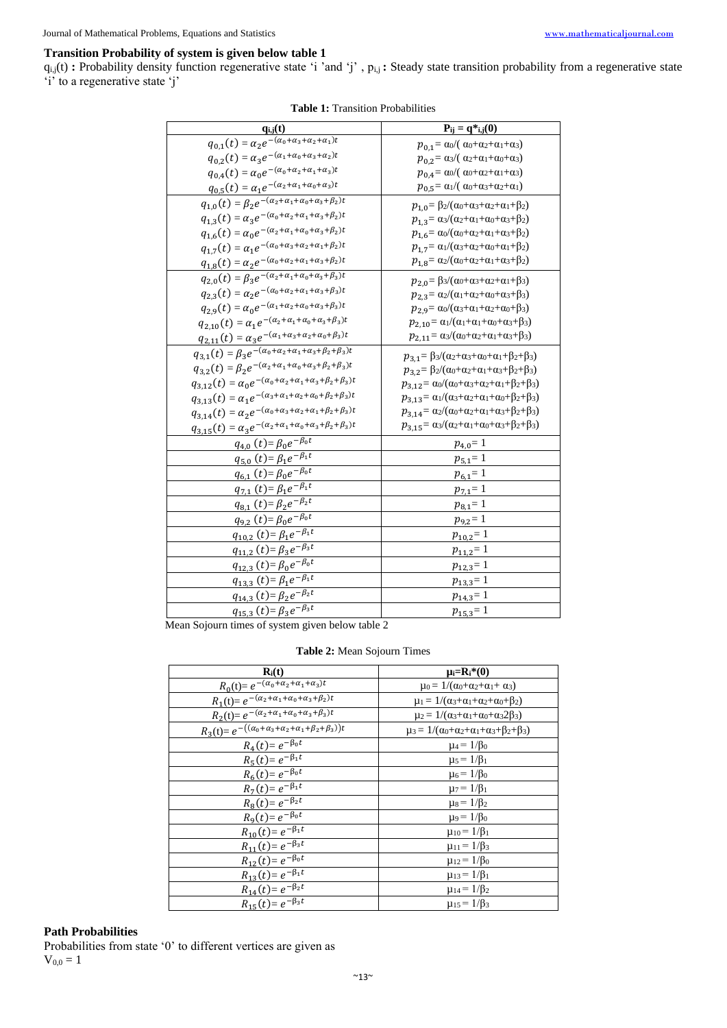### Transition Probability of system is given below table 1

$q_{i,j}(t)$ **:** Probability density function regenerative state 'i 'and 'j' , $p_{i,j}$ **:** Steady state transition probability from a regenerative state 'i' to a regenerative state 'j'

**Table 1:** Transition Probabilities

| $q_{i,j}(t)$ | $P_{ij} = q^*_{i,j}(0)$ |
|---|---|
| $q_{0,1}(t) = \alpha_2 e^{-(\alpha_0+\alpha_3+\alpha_2+\alpha_1)t}$ | $p_{0,1} = \alpha_0/(\alpha_0+\alpha_2+\alpha_1+\alpha_3)$ |
| $q_{0,2}(t) = \alpha_3 e^{-(\alpha_1+\alpha_0+\alpha_3+\alpha_2)t}$ | $p_{0,2} = \alpha_3/(\alpha_2+\alpha_1+\alpha_0+\alpha_3)$ |
| $q_{0,4}(t) = \alpha_0 e^{-(\alpha_0+\alpha_2+\alpha_1+\alpha_3)t}$ | $p_{0,4} = \alpha_0/(\alpha_0+\alpha_2+\alpha_1+\alpha_3)$ |
| $q_{0,5}(t) = \alpha_1 e^{-(\alpha_2+\alpha_1+\alpha_0+\alpha_3)t}$ | $p_{0,5} = \alpha_1/(\alpha_0+\alpha_3+\alpha_2+\alpha_1)$ |
| $q_{1,0}(t) = \beta_2 e^{-(\alpha_2+\alpha_1+\alpha_0+\alpha_3+\beta_2)t}$ | $p_{1,0} = \beta_2/(\alpha_0+\alpha_3+\alpha_2+\alpha_1+\beta_2)$ |
| $q_{1,3}(t) = \alpha_3 e^{-(\alpha_0+\alpha_2+\alpha_1+\alpha_3+\beta_2)t}$ | $p_{1,3} = \alpha_3/(\alpha_2+\alpha_1+\alpha_0+\alpha_3+\beta_2)$ |
| $q_{1,6}(t) = \alpha_0 e^{-(\alpha_2+\alpha_1+\alpha_0+\alpha_3+\beta_2)t}$ | $p_{1,6} = \alpha_0/(\alpha_0+\alpha_2+\alpha_1+\alpha_3+\beta_2)$ |
| $q_{1,7}(t) = \alpha_1 e^{-(\alpha_0+\alpha_3+\alpha_2+\alpha_1+\beta_2)t}$ | $p_{1,7} = \alpha_1/(\alpha_3+\alpha_2+\alpha_0+\alpha_1+\beta_2)$ |
| $q_{1,8}(t) = \alpha_2 e^{-(\alpha_0+\alpha_2+\alpha_1+\alpha_3+\beta_2)t}$ | $p_{1,8} = \alpha_2/(\alpha_0+\alpha_2+\alpha_1+\alpha_3+\beta_2)$ |
| $q_{2,0}(t) = \beta_3 e^{-(\alpha_2+\alpha_1+\alpha_0+\alpha_3+\beta_3)t}$ | $p_{2,0} = \beta_3/(\alpha_0+\alpha_3+\alpha_2+\alpha_1+\beta_3)$ |
| $q_{2,3}(t) = \alpha_2 e^{-(\alpha_0+\alpha_2+\alpha_1+\alpha_3+\beta_3)t}$ | $p_{2,3} = \alpha_2/(\alpha_1+\alpha_2+\alpha_0+\alpha_3+\beta_3)$ |
| $q_{2,9}(t) = \alpha_0 e^{-(\alpha_1+\alpha_2+\alpha_0+\alpha_3+\beta_3)t}$ | $p_{2,9} = \alpha_0/(\alpha_3+\alpha_1+\alpha_2+\alpha_0+\beta_3)$ |
| $q_{2,10}(t) = \alpha_1 e^{-(\alpha_2+\alpha_1+\alpha_0+\alpha_3+\beta_3)t}$ | $p_{2,10} = \alpha_1/(\alpha_1+\alpha_1+\alpha_0+\alpha_3+\beta_3)$ |
| $q_{2,11}(t) = \alpha_3 e^{-(\alpha_1+\alpha_3+\alpha_2+\alpha_0+\beta_3)t}$ | $p_{2,11} = \alpha_3/(\alpha_0+\alpha_2+\alpha_1+\alpha_3+\beta_3)$ |
| $q_{3,1}(t) = \beta_3 e^{-(\alpha_0+\alpha_2+\alpha_1+\alpha_3+\beta_2+\beta_3)t}$ | $p_{3,1} = \beta_3/(\alpha_2+\alpha_3+\alpha_0+\alpha_1+\beta_2+\beta_3)$ |
| $q_{3,2}(t) = \beta_2 e^{-(\alpha_2+\alpha_1+\alpha_0+\alpha_3+\beta_2+\beta_3)t}$ | $p_{3,2} = \beta_2/(\alpha_0+\alpha_2+\alpha_1+\alpha_3+\beta_2+\beta_3)$ |
| $q_{3,12}(t) = \alpha_0 e^{-(\alpha_0+\alpha_2+\alpha_1+\alpha_3+\beta_2+\beta_3)t}$ | $p_{3,12} = \alpha_0/(\alpha_0+\alpha_3+\alpha_2+\alpha_1+\beta_2+\beta_3)$ |
| $q_{3,13}(t) = \alpha_1 e^{-(\alpha_3+\alpha_1+\alpha_2+\alpha_0+\beta_2+\beta_3)t}$ | $p_{3,13} = \alpha_1/(\alpha_3+\alpha_2+\alpha_1+\alpha_0+\beta_2+\beta_3)$ |
| $q_{3,14}(t) = \alpha_2 e^{-(\alpha_0+\alpha_3+\alpha_2+\alpha_1+\beta_2+\beta_3)t}$ | $p_{3,14} = \alpha_2/(\alpha_0+\alpha_2+\alpha_1+\alpha_3+\beta_2+\beta_3)$ |
| $q_{3,15}(t) = \alpha_3 e^{-(\alpha_2+\alpha_1+\alpha_0+\alpha_3+\beta_2+\beta_3)t}$ | $p_{3,15} = \alpha_3/(\alpha_2+\alpha_1+\alpha_0+\alpha_3+\beta_2+\beta_3)$ |
| $q_{4,0}(t) = \beta_0 e^{-\beta_0 t}$ | $p_{4,0} = 1$ |
| $q_{5,0}(t) = \beta_1 e^{-\beta_1 t}$ | $p_{5,1} = 1$ |
| $q_{6,1}(t) = \beta_0 e^{-\beta_0 t}$ | $p_{6,1} = 1$ |
| $q_{7,1}(t) = \beta_1 e^{-\beta_1 t}$ | $p_{7,1} = 1$ |
| $q_{8,1}(t) = \beta_2 e^{-\beta_2 t}$ | $p_{8,1} = 1$ |
| $q_{9,2}(t) = \beta_0 e^{-\beta_0 t}$ | $p_{9,2} = 1$ |
| $q_{10,2}(t) = \beta_1 e^{-\beta_1 t}$ | $p_{10,2} = 1$ |
| $q_{11,2}(t) = \beta_3 e^{-\beta_3 t}$ | $p_{11,2} = 1$ |
| $q_{12,3}(t) = \beta_0 e^{-\beta_0 t}$ | $p_{12,3} = 1$ |
| $q_{13,3}(t) = \beta_1 e^{-\beta_1 t}$ | $p_{13,3} = 1$ |
| $q_{14,3}(t) = \beta_2 e^{-\beta_2 t}$ | $p_{14,3} = 1$ |
| $q_{15,3}(t) = \beta_3 e^{-\beta_3 t}$ | $p_{15,3} = 1$ |

Mean Sojourn times of system given below table 2

**Table 2:** Mean Sojourn Times

| $R_i(t)$ | $\mu_i = R_i^*(0)$ |
|---|---|
| $R_0(t) = e^{-(\alpha_0+\alpha_2+\alpha_1+\alpha_3)t}$ | $\mu_0 = 1/(\alpha_0+\alpha_2+\alpha_1+\alpha_3)$ |
| $R_1(t) = e^{-(\alpha_2+\alpha_1+\alpha_0+\alpha_3+\beta_2)t}$ | $\mu_1 = 1/(\alpha_3+\alpha_1+\alpha_2+\alpha_0+\beta_2)$ |
| $R_2(t) = e^{-(\alpha_2+\alpha_1+\alpha_0+\alpha_3+\beta_3)t}$ | $\mu_2 = 1/(\alpha_3+\alpha_1+\alpha_0+\alpha_3 2\beta_3)$ |
| $R_3(t) = e^{-((\alpha_0+\alpha_3+\alpha_2+\alpha_1+\beta_2+\beta_3))t}$ | $\mu_3 = 1/(\alpha_0+\alpha_2+\alpha_1+\alpha_3+\beta_2+\beta_3)$ |
| $R_4(t) = e^{-\beta_0 t}$ | $\mu_4 = 1/\beta_0$ |
| $R_5(t) = e^{-\beta_1 t}$ | $\mu_5 = 1/\beta_1$ |
| $R_6(t) = e^{-\beta_0 t}$ | $\mu_6 = 1/\beta_0$ |
| $R_7(t) = e^{-\beta_1 t}$ | $\mu_7 = 1/\beta_1$ |
| $R_8(t) = e^{-\beta_2 t}$ | $\mu_8 = 1/\beta_2$ |
| $R_9(t) = e^{-\beta_0 t}$ | $\mu_9 = 1/\beta_0$ |
| $R_{10}(t) = e^{-\beta_1 t}$ | $\mu_{10} = 1/\beta_1$ |
| $R_{11}(t) = e^{-\beta_3 t}$ | $\mu_{11} = 1/\beta_3$ |
| $R_{12}(t) = e^{-\beta_0 t}$ | $\mu_{12} = 1/\beta_0$ |
| $R_{13}(t) = e^{-\beta_1 t}$ | $\mu_{13} = 1/\beta_1$ |
| $R_{14}(t) = e^{-\beta_2 t}$ | $\mu_{14} = 1/\beta_2$ |
| $R_{15}(t) = e^{-\beta_3 t}$ | $\mu_{15} = 1/\beta_3$ |

### Path Probabilities

Probabilities from state '0' to different vertices are given as

$V_{0,0} = 1$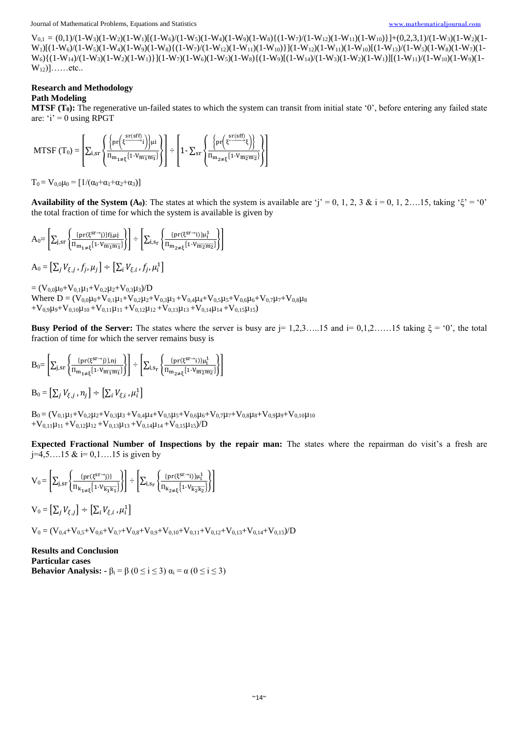$V_{0,1} = (0,1)/(1-W_3)(1-W_2)(1-W_1)[(1-W_6)/(1-W_5)(1-W_4)(1-W_9)(1-W_8)\{(1-W_7)/(1-W_{12})(1-W_{11})(1-W_{10})\}]+(0,2,3,1)/(1-W_3)(1-W_2)(1-W_1)[(1-W_6)/(1-W_5)(1-W_4)(1-W_9)(1-W_8)\{(1-W_7)/(1-W_{12})(1-W_{11})(1-W_{10})\}](1-W_{12})(1-W_{11})(1-W_{10})[(1-W_{13})/(1-W_5)(1-W_8)(1-W_7)(1-W_6)\{(1-W_{14})/(1-W_3)(1-W_2)(1-W_1)\}](1-W_7)(1-W_6)(1-W_5)(1-W_8)\{(1-W_9)[(1-W_{14})/(1-W_3)(1-W_2)(1-W_1)][(1-W_{11})/(1-W_{10})(1-W_9)(1-W_{12})]$……etc..

## Research and Methodology

### Path Modeling

**MTSF ($T_0$):** The regenerative un-failed states to which the system can transit from initial state '0', before entering any failed state are: 'i' = 0 using RPGT

$$\text{MTSF }(T_0) = \left[\sum_{i,sr}\left\{\frac{\left\{pr\left(\xi\xrightarrow{sr(sff)}i\right)\right\}\mu i}{\prod_{m_1\neq\xi}\{1-V_{\overline{m_1 m_1}}\}}\right\}\right] \div \left[1-\sum_{sr}\left\{\frac{\left\{pr\left(\xi\xrightarrow{sr(sff)}\xi\right)\right\}}{\prod_{m_2\neq\xi}\{1-V_{\overline{m_2 m_2}}\}}\right\}\right]$$

$T_0 = V_{0,0}\mu_0 = [1/(\alpha_0+\alpha_1+\alpha_2+\alpha_3)]$

**Availability of the System ($A_0$)**: The states at which the system is available are 'j' = 0, 1, 2, 3 & i = 0, 1, 2….15, taking 'ξ' = '0' the total fraction of time for which the system is available is given by

$$A_0 = \left[\sum_{j,sr}\left\{\frac{\{pr(\xi^{sr}\to j)\}fj,\mu j}{\prod_{m_1\neq\xi}\{1-V_{\overline{m_1 m_1}}\}}\right\}\right] \div \left[\sum_{i,s_r}\left\{\frac{\{pr(\xi^{sr}\to i)\}\mu_i^1}{\prod_{m_2\neq\xi}\{1-V_{\overline{m_2 m_2}}\}}\right\}\right]$$

$$A_0 = \left[\sum_j V_{\xi,j}, f_j, \mu_j\right] \div \left[\sum_i V_{\xi,i}, f_j, \mu_i^1\right]$$

$= (V_{0,0}\mu_0+V_{0,1}\mu_1+V_{0,2}\mu_2+V_{0,3}\mu_3)/D$

Where $D = (V_{0,0}\mu_0+V_{0,1}\mu_1+V_{0,2}\mu_2+V_{0,3}\mu_3+V_{0,4}\mu_4+V_{0,5}\mu_5+V_{0,6}\mu_6+V_{0,7}\mu_7+V_{0,8}\mu_8+V_{0,9}\mu_9+V_{0,10}\mu_{10}+V_{0,11}\mu_{11}+V_{0,12}\mu_{12}+V_{0,13}\mu_{13}+V_{0,14}\mu_{14}+V_{0,15}\mu_{15})$

**Busy Period of the Server:** The states where the server is busy are j= 1,2,3…..15 and i= 0,1,2……15 taking ξ = '0', the total fraction of time for which the server remains busy is

$$B_0 = \left[\sum_{j,sr}\left\{\frac{\{pr(\xi^{sr}\to j)\},nj}{\prod_{m_1\neq\xi}\{1-V_{\overline{m_1 m_1}}\}}\right\}\right] \div \left[\sum_{i,s_r}\left\{\frac{\{pr(\xi^{sr}\to i)\}\mu_i^1}{\prod_{m_2\neq\xi}\{1-V_{\overline{m_2 m_2}}\}}\right\}\right]$$

$$B_0 = \left[\sum_j V_{\xi,j}, n_j\right] \div \left[\sum_i V_{\xi,i}, \mu_i^1\right]$$

$B_0 = (V_{0,1}\mu_1+V_{0,2}\mu_2+V_{0,3}\mu_3+V_{0,4}\mu_4+V_{0,5}\mu_5+V_{0,6}\mu_6+V_{0,7}\mu_7+V_{0,8}\mu_8+V_{0,9}\mu_9+V_{0,10}\mu_{10}+V_{0,11}\mu_{11}+V_{0,12}\mu_{12}+V_{0,13}\mu_{13}+V_{0,14}\mu_{14}+V_{0,15}\mu_{15})/D$

**Expected Fractional Number of Inspections by the repair man:** The states where the repairman do visit's a fresh are j=4,5….15 & i= 0,1….15 is given by

$$V_0 = \left[\sum_{j,sr}\left\{\frac{\{pr(\xi^{sr}\to j)\}}{\prod_{k_1\neq\xi}\{1-V_{\overline{k_1 k_1}}\}}\right\}\right] \div \left[\sum_{i,s_r}\left\{\frac{\{pr(\xi^{sr}\to i)\}\mu_i^1}{\prod_{k_2\neq\xi}\{1-V_{\overline{k_2 k_2}}\}}\right\}\right]$$

$$V_0 = \left[\sum_j V_{\xi,j}\right] \div \left[\sum_i V_{\xi,i}, \mu_i^1\right]$$

$V_0 = (V_{0,4}+V_{0,5}+V_{0,6}+V_{0,7}+V_{0,8}+V_{0,9}+V_{0,10}+V_{0,11}+V_{0,12}+V_{0,13}+V_{0,14}+V_{0,15})/D$

## Results and Conclusion

### Particular cases

**Behavior Analysis: -** $\beta_i = \beta\ (0 \le i \le 3)$ $\alpha_i = \alpha\ (0 \le i \le 3)$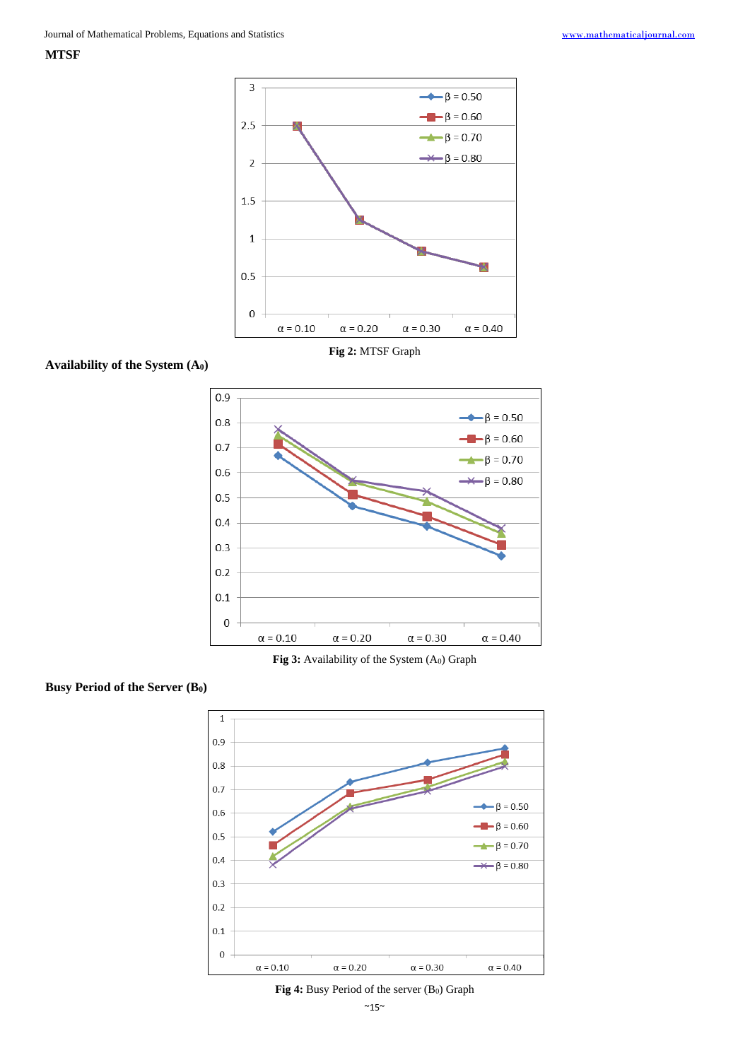**MTSF**

Fig 2: MTSF Graph

**Availability of the System ($A_0$)**

Fig 3: Availability of the System ($A_0$) Graph

**Busy Period of the Server ($B_0$)**

Fig 4: Busy Period of the server ($B_0$) Graph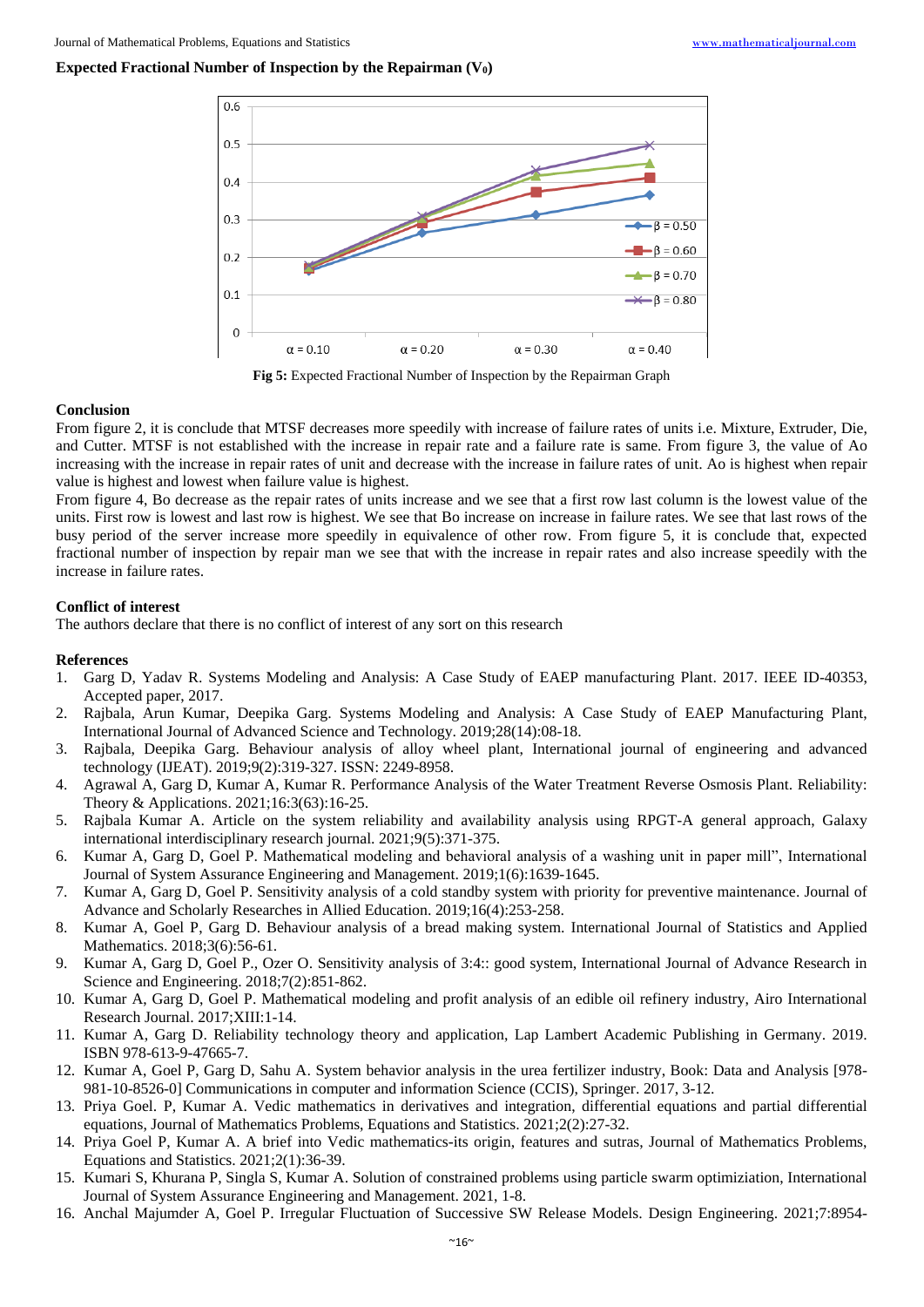**Expected Fractional Number of Inspection by the Repairman ($V_0$)**

**Fig 5:** Expected Fractional Number of Inspection by the Repairman Graph

**Conclusion**

From figure 2, it is conclude that MTSF decreases more speedily with increase of failure rates of units i.e. Mixture, Extruder, Die, and Cutter. MTSF is not established with the increase in repair rate and a failure rate is same. From figure 3, the value of Ao increasing with the increase in repair rates of unit and decrease with the increase in failure rates of unit. Ao is highest when repair value is highest and lowest when failure value is highest.

From figure 4, Bo decrease as the repair rates of units increase and we see that a first row last column is the lowest value of the units. First row is lowest and last row is highest. We see that Bo increase on increase in failure rates. We see that last rows of the busy period of the server increase more speedily in equivalence of other row. From figure 5, it is conclude that, expected fractional number of inspection by repair man we see that with the increase in repair rates and also increase speedily with the increase in failure rates.

**Conflict of interest**

The authors declare that there is no conflict of interest of any sort on this research

**References**

1. Garg D, Yadav R. Systems Modeling and Analysis: A Case Study of EAEP manufacturing Plant. 2017. IEEE ID-40353, Accepted paper, 2017.
2. Rajbala, Arun Kumar, Deepika Garg. Systems Modeling and Analysis: A Case Study of EAEP Manufacturing Plant, International Journal of Advanced Science and Technology. 2019;28(14):08-18.
3. Rajbala, Deepika Garg. Behaviour analysis of alloy wheel plant, International journal of engineering and advanced technology (IJEAT). 2019;9(2):319-327. ISSN: 2249-8958.
4. Agrawal A, Garg D, Kumar A, Kumar R. Performance Analysis of the Water Treatment Reverse Osmosis Plant. Reliability: Theory & Applications. 2021;16:3(63):16-25.
5. Rajbala Kumar A. Article on the system reliability and availability analysis using RPGT-A general approach, Galaxy international interdisciplinary research journal. 2021;9(5):371-375.
6. Kumar A, Garg D, Goel P. Mathematical modeling and behavioral analysis of a washing unit in paper mill", International Journal of System Assurance Engineering and Management. 2019;1(6):1639-1645.
7. Kumar A, Garg D, Goel P. Sensitivity analysis of a cold standby system with priority for preventive maintenance. Journal of Advance and Scholarly Researches in Allied Education. 2019;16(4):253-258.
8. Kumar A, Goel P, Garg D. Behaviour analysis of a bread making system. International Journal of Statistics and Applied Mathematics. 2018;3(6):56-61.
9. Kumar A, Garg D, Goel P., Ozer O. Sensitivity analysis of 3:4:: good system, International Journal of Advance Research in Science and Engineering. 2018;7(2):851-862.
10. Kumar A, Garg D, Goel P. Mathematical modeling and profit analysis of an edible oil refinery industry, Airo International Research Journal. 2017;XIII:1-14.
11. Kumar A, Garg D. Reliability technology theory and application, Lap Lambert Academic Publishing in Germany. 2019. ISBN 978-613-9-47665-7.
12. Kumar A, Goel P, Garg D, Sahu A. System behavior analysis in the urea fertilizer industry, Book: Data and Analysis [978-981-10-8526-0] Communications in computer and information Science (CCIS), Springer. 2017, 3-12.
13. Priya Goel. P, Kumar A. Vedic mathematics in derivatives and integration, differential equations and partial differential equations, Journal of Mathematics Problems, Equations and Statistics. 2021;2(2):27-32.
14. Priya Goel P, Kumar A. A brief into Vedic mathematics-its origin, features and sutras, Journal of Mathematics Problems, Equations and Statistics. 2021;2(1):36-39.
15. Kumari S, Khurana P, Singla S, Kumar A. Solution of constrained problems using particle swarm optimiziation, International Journal of System Assurance Engineering and Management. 2021, 1-8.
16. Anchal Majumder A, Goel P. Irregular Fluctuation of Successive SW Release Models. Design Engineering. 2021;7:8954-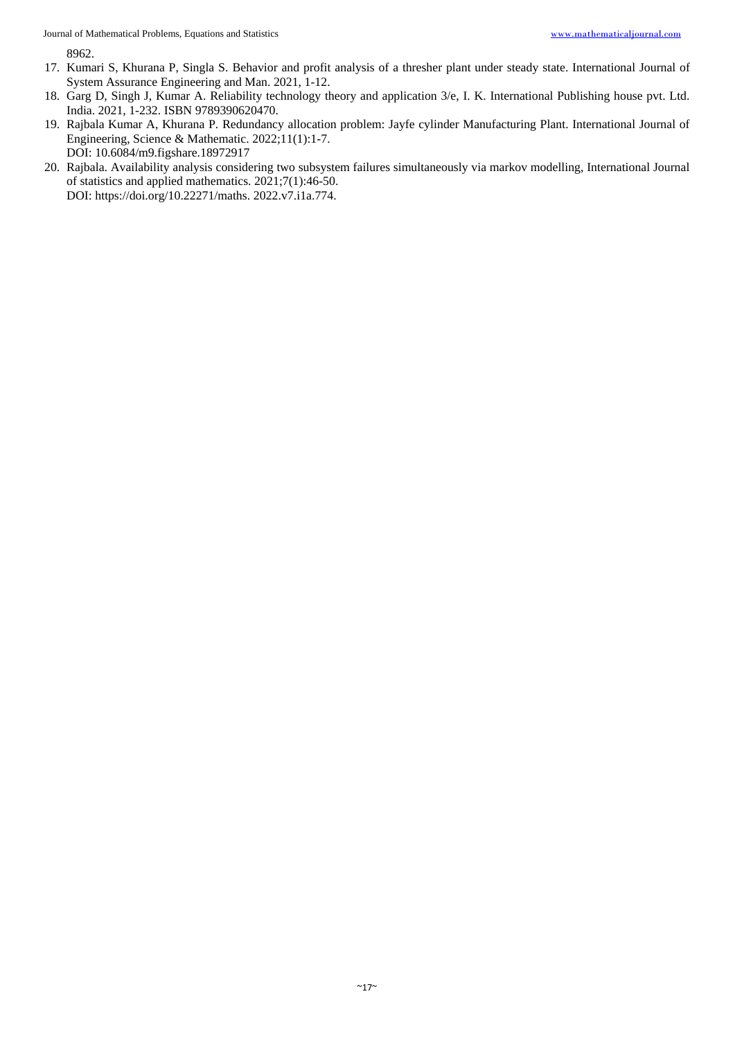8962.

17. Kumari S, Khurana P, Singla S. Behavior and profit analysis of a thresher plant under steady state. International Journal of System Assurance Engineering and Man. 2021, 1-12.
18. Garg D, Singh J, Kumar A. Reliability technology theory and application 3/e, I. K. International Publishing house pvt. Ltd. India. 2021, 1-232. ISBN 9789390620470.
19. Rajbala Kumar A, Khurana P. Redundancy allocation problem: Jayfe cylinder Manufacturing Plant. International Journal of Engineering, Science & Mathematic. 2022;11(1):1-7.
    DOI: 10.6084/m9.figshare.18972917
20. Rajbala. Availability analysis considering two subsystem failures simultaneously via markov modelling, International Journal of statistics and applied mathematics. 2021;7(1):46-50.
    DOI: https://doi.org/10.22271/maths. 2022.v7.i1a.774.